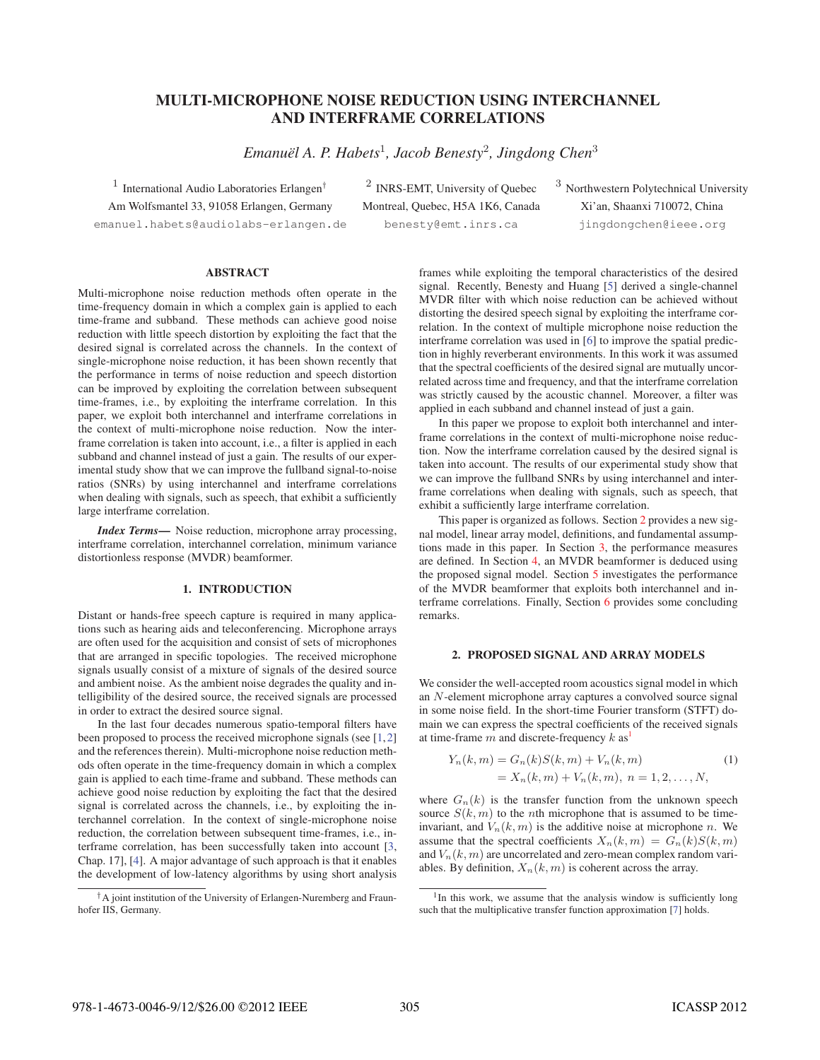# MULTI-MICROPHONE NOISE REDUCTION USING INTERCHANNEL AND INTERFRAME CORRELATIONS

*Emanuël A. P. Habets*[1], *Jacob Benesty*[2], *Jingdong Chen*[3]

[1] International Audio Laboratories Erlangen[†]
Am Wolfsmantel 33, 91058 Erlangen, Germany
emanuel.habets@audiolabs-erlangen.de

[2] INRS-EMT, University of Quebec
Montreal, Quebec, H5A 1K6, Canada
benesty@emt.inrs.ca

[3] Northwestern Polytechnical University
Xi'an, Shaanxi 710072, China
jingdongchen@ieee.org

## ABSTRACT

Multi-microphone noise reduction methods often operate in the time-frequency domain in which a complex gain is applied to each time-frame and subband. These methods can achieve good noise reduction with little speech distortion by exploiting the fact that the desired signal is correlated across the channels. In the context of single-microphone noise reduction, it has been shown recently that the performance in terms of noise reduction and speech distortion can be improved by exploiting the correlation between subsequent time-frames, i.e., by exploiting the interframe correlation. In this paper, we exploit both interchannel and interframe correlations in the context of multi-microphone noise reduction. Now the interframe correlation is taken into account, i.e., a filter is applied in each subband and channel instead of just a gain. The results of our experimental study show that we can improve the fullband signal-to-noise ratios (SNRs) by using interchannel and interframe correlations when dealing with signals, such as speech, that exhibit a sufficiently large interframe correlation.

***Index Terms***— Noise reduction, microphone array processing, interframe correlation, interchannel correlation, minimum variance distortionless response (MVDR) beamformer.

## 1. INTRODUCTION

Distant or hands-free speech capture is required in many applications such as hearing aids and teleconferencing. Microphone arrays are often used for the acquisition and consist of sets of microphones that are arranged in specific topologies. The received microphone signals usually consist of a mixture of signals of the desired source and ambient noise. As the ambient noise degrades the quality and intelligibility of the desired source, the received signals are processed in order to extract the desired source signal.

In the last four decades numerous spatio-temporal filters have been proposed to process the received microphone signals (see [1,2] and the references therein). Multi-microphone noise reduction methods often operate in the time-frequency domain in which a complex gain is applied to each time-frame and subband. These methods can achieve good noise reduction by exploiting the fact that the desired signal is correlated across the channels, i.e., by exploiting the interchannel correlation. In the context of single-microphone noise reduction, the correlation between subsequent time-frames, i.e., interframe correlation, has been successfully taken into account [3, Chap. 17], [4]. A major advantage of such approach is that it enables the development of low-latency algorithms by using short analysis frames while exploiting the temporal characteristics of the desired signal. Recently, Benesty and Huang [5] derived a single-channel MVDR filter with which noise reduction can be achieved without distorting the desired speech signal by exploiting the interframe correlation. In the context of multiple microphone noise reduction the interframe correlation was used in [6] to improve the spatial prediction in highly reverberant environments. In this work it was assumed that the spectral coefficients of the desired signal are mutually uncorrelated across time and frequency, and that the interframe correlation was strictly caused by the acoustic channel. Moreover, a filter was applied in each subband and channel instead of just a gain.

In this paper we propose to exploit both interchannel and interframe correlations in the context of multi-microphone noise reduction. Now the interframe correlation caused by the desired signal is taken into account. The results of our experimental study show that we can improve the fullband SNRs by using interchannel and interframe correlations when dealing with signals, such as speech, that exhibit a sufficiently large interframe correlation.

This paper is organized as follows. Section 2 provides a new signal model, linear array model, definitions, and fundamental assumptions made in this paper. In Section 3, the performance measures are defined. In Section 4, an MVDR beamformer is deduced using the proposed signal model. Section 5 investigates the performance of the MVDR beamformer that exploits both interchannel and interframe correlations. Finally, Section 6 provides some concluding remarks.

## 2. PROPOSED SIGNAL AND ARRAY MODELS

We consider the well-accepted room acoustics signal model in which an $N$-element microphone array captures a convolved source signal in some noise field. In the short-time Fourier transform (STFT) domain we can express the spectral coefficients of the received signals at time-frame $m$ and discrete-frequency $k$ as[1]

$$
\begin{aligned}
Y_n(k,m) &= G_n(k)S(k,m) + V_n(k,m) \\
&= X_n(k,m) + V_n(k,m),\ n = 1,2,\ldots,N,
\end{aligned}
\tag{1}
$$

where $G_n(k)$ is the transfer function from the unknown speech source $S(k,m)$ to the $n$th microphone that is assumed to be time-invariant, and $V_n(k,m)$ is the additive noise at microphone $n$. We assume that the spectral coefficients $X_n(k,m) = G_n(k)S(k,m)$ and $V_n(k,m)$ are uncorrelated and zero-mean complex random variables. By definition, $X_n(k,m)$ is coherent across the array.

[†] A joint institution of the University of Erlangen-Nuremberg and Fraunhofer IIS, Germany.

[1] In this work, we assume that the analysis window is sufficiently long such that the multiplicative transfer function approximation [7] holds.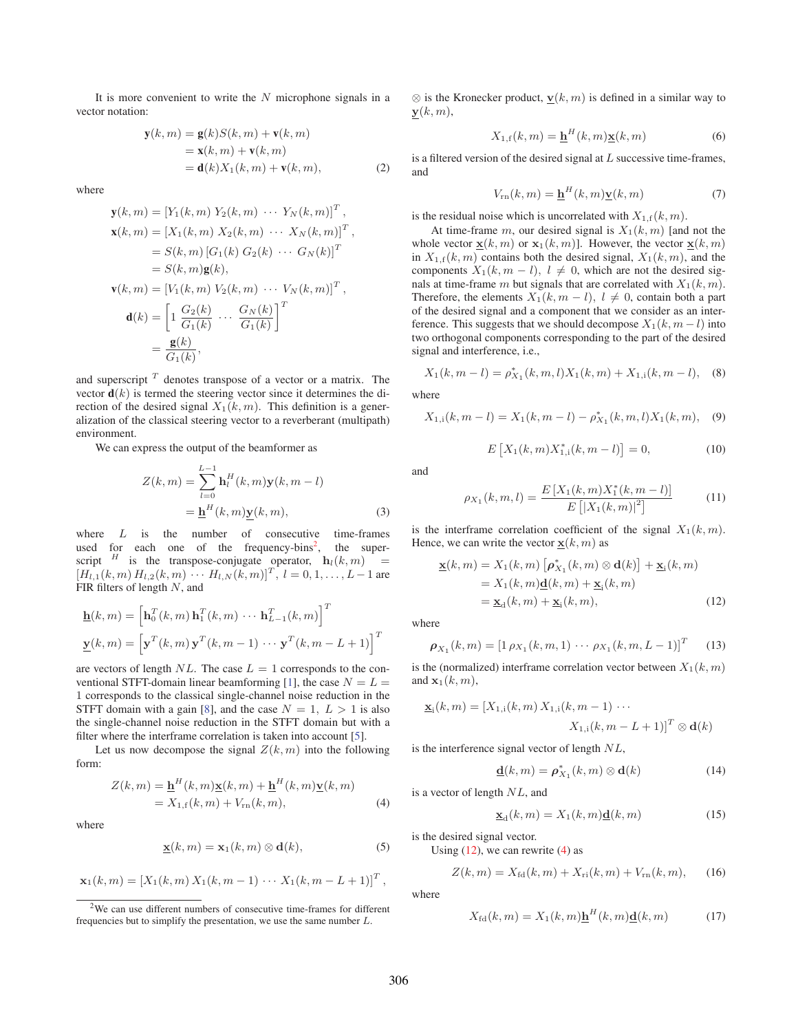It is more convenient to write the $N$ microphone signals in a vector notation:

$$
\begin{aligned}
\mathbf{y}(k,m) &= \mathbf{g}(k)S(k,m) + \mathbf{v}(k,m) \\
&= \mathbf{x}(k,m) + \mathbf{v}(k,m) \\
&= \mathbf{d}(k)X_1(k,m) + \mathbf{v}(k,m),
\end{aligned}
\tag{2}
$$

where

$$
\begin{aligned}
\mathbf{y}(k,m) &= \left[Y_1(k,m)\; Y_2(k,m)\; \cdots\; Y_N(k,m)\right]^T, \\
\mathbf{x}(k,m) &= \left[X_1(k,m)\; X_2(k,m)\; \cdots\; X_N(k,m)\right]^T, \\
&= S(k,m)\left[G_1(k)\; G_2(k)\; \cdots\; G_N(k)\right]^T \\
&= S(k,m)\mathbf{g}(k), \\
\mathbf{v}(k,m) &= \left[V_1(k,m)\; V_2(k,m)\; \cdots\; V_N(k,m)\right]^T, \\
\mathbf{d}(k) &= \left[1\; \frac{G_2(k)}{G_1(k)}\; \cdots\; \frac{G_N(k)}{G_1(k)}\right]^T \\
&= \frac{\mathbf{g}(k)}{G_1(k)},
\end{aligned}
$$

and superscript $^T$ denotes transpose of a vector or a matrix. The vector $\mathbf{d}(k)$ is termed the steering vector since it determines the direction of the desired signal $X_1(k,m)$. This definition is a generalization of the classical steering vector to a reverberant (multipath) environment.

We can express the output of the beamformer as

$$
\begin{aligned}
Z(k,m) &= \sum_{l=0}^{L-1} \mathbf{h}_l^H(k,m)\mathbf{y}(k,m-l) \\
&= \underline{\mathbf{h}}^H(k,m)\underline{\mathbf{y}}(k,m),
\end{aligned}
\tag{3}
$$

where $L$ is the number of consecutive time-frames used for each one of the frequency-bins[2], the superscript $^H$ is the transpose-conjugate operator, $\mathbf{h}_l(k,m) = \left[H_{l,1}(k,m)\, H_{l,2}(k,m)\, \cdots\, H_{l,N}(k,m)\right]^T$, $l = 0, 1, \ldots, L-1$ are FIR filters of length $N$, and

$$
\begin{aligned}
\underline{\mathbf{h}}(k,m) &= \left[\mathbf{h}_0^T(k,m)\, \mathbf{h}_1^T(k,m)\, \cdots\, \mathbf{h}_{L-1}^T(k,m)\right]^T \\
\underline{\mathbf{y}}(k,m) &= \left[\mathbf{y}^T(k,m)\, \mathbf{y}^T(k,m-1)\, \cdots\, \mathbf{y}^T(k,m-L+1)\right]^T
\end{aligned}
$$

are vectors of length $NL$. The case $L = 1$ corresponds to the conventional STFT-domain linear beamforming [1], the case $N = L = 1$ corresponds to the classical single-channel noise reduction in the STFT domain with a gain [8], and the case $N = 1,\ L > 1$ is also the single-channel noise reduction in the STFT domain but with a filter where the interframe correlation is taken into account [5].

Let us now decompose the signal $Z(k,m)$ into the following form:

$$
\begin{aligned}
Z(k,m) &= \underline{\mathbf{h}}^H(k,m)\underline{\mathbf{x}}(k,m) + \underline{\mathbf{h}}^H(k,m)\underline{\mathbf{v}}(k,m) \\
&= X_{1,\mathrm{f}}(k,m) + V_{\mathrm{rn}}(k,m),
\end{aligned}
\tag{4}
$$

where

$$
\underline{\mathbf{x}}(k,m) = \mathbf{x}_1(k,m) \otimes \mathbf{d}(k),
\tag{5}
$$

$$
\mathbf{x}_1(k,m) = \left[X_1(k,m)\, X_1(k,m-1)\, \cdots\, X_1(k,m-L+1)\right]^T,
$$

$\otimes$ is the Kronecker product, $\underline{\mathbf{v}}(k,m)$ is defined in a similar way to $\underline{\mathbf{y}}(k,m)$,

$$
X_{1,\mathrm{f}}(k,m) = \underline{\mathbf{h}}^H(k,m)\underline{\mathbf{x}}(k,m)
\tag{6}
$$

is a filtered version of the desired signal at $L$ successive time-frames, and

$$
V_{\mathrm{rn}}(k,m) = \underline{\mathbf{h}}^H(k,m)\underline{\mathbf{v}}(k,m)
\tag{7}
$$

is the residual noise which is uncorrelated with $X_{1,\mathrm{f}}(k,m)$.

At time-frame $m$, our desired signal is $X_1(k,m)$ [and not the whole vector $\underline{\mathbf{x}}(k,m)$ or $\mathbf{x}_1(k,m)$]. However, the vector $\underline{\mathbf{x}}(k,m)$ in $X_{1,\mathrm{f}}(k,m)$ contains both the desired signal, $X_1(k,m)$, and the components $X_1(k,m-l),\ l \neq 0$, which are not the desired signals at time-frame $m$ but signals that are correlated with $X_1(k,m)$. Therefore, the elements $X_1(k,m-l),\ l \neq 0$, contain both a part of the desired signal and a component that we consider as an interference. This suggests that we should decompose $X_1(k,m-l)$ into two orthogonal components corresponding to the part of the desired signal and interference, i.e.,

$$
X_1(k,m-l) = \rho_{X_1}^*(k,m,l)X_1(k,m) + X_{1,\mathrm{i}}(k,m-l),
\tag{8}
$$

where

$$
X_{1,\mathrm{i}}(k,m-l) = X_1(k,m-l) - \rho_{X_1}^*(k,m,l)X_1(k,m),
\tag{9}
$$

$$
E\left[X_1(k,m)X_{1,\mathrm{i}}^*(k,m-l)\right] = 0,
\tag{10}
$$

and

$$
\rho_{X_1}(k,m,l) = \frac{E\left[X_1(k,m)X_1^*(k,m-l)\right]}{E\left[|X_1(k,m)|^2\right]}
\tag{11}
$$

is the interframe correlation coefficient of the signal $X_1(k,m)$. Hence, we can write the vector $\underline{\mathbf{x}}(k,m)$ as

$$
\begin{aligned}
\underline{\mathbf{x}}(k,m) &= X_1(k,m)\left[\boldsymbol{\rho}_{X_1}^*(k,m) \otimes \mathbf{d}(k)\right] + \underline{\mathbf{x}}_{\mathrm{i}}(k,m) \\
&= X_1(k,m)\underline{\mathbf{d}}(k,m) + \underline{\mathbf{x}}_{\mathrm{i}}(k,m) \\
&= \underline{\mathbf{x}}_{\mathrm{d}}(k,m) + \underline{\mathbf{x}}_{\mathrm{i}}(k,m),
\end{aligned}
\tag{12}
$$

where

$$
\boldsymbol{\rho}_{X_1}(k,m) = \left[1\; \rho_{X_1}(k,m,1)\; \cdots\; \rho_{X_1}(k,m,L-1)\right]^T
\tag{13}
$$

is the (normalized) interframe correlation vector between $X_1(k,m)$ and $\mathbf{x}_1(k,m)$,

$$
\begin{aligned}
\underline{\mathbf{x}}_{\mathrm{i}}(k,m) = \big[X_{1,\mathrm{i}}(k,m)\, X_{1,\mathrm{i}}(k,m-1)\, \cdots \\
X_{1,\mathrm{i}}(k,m-L+1)\big]^T \otimes \mathbf{d}(k)
\end{aligned}
$$

is the interference signal vector of length $NL$,

$$
\underline{\mathbf{d}}(k,m) = \boldsymbol{\rho}_{X_1}^*(k,m) \otimes \mathbf{d}(k)
\tag{14}
$$

is a vector of length $NL$, and

$$
\underline{\mathbf{x}}_{\mathrm{d}}(k,m) = X_1(k,m)\underline{\mathbf{d}}(k,m)
\tag{15}
$$

is the desired signal vector.

Using (12), we can rewrite (4) as

$$
Z(k,m) = X_{\mathrm{fd}}(k,m) + X_{\mathrm{ri}}(k,m) + V_{\mathrm{rn}}(k,m),
\tag{16}
$$

where

$$
X_{\mathrm{fd}}(k,m) = X_1(k,m)\underline{\mathbf{h}}^H(k,m)\underline{\mathbf{d}}(k,m)
\tag{17}
$$

[2] We can use different numbers of consecutive time-frames for different frequencies but to simplify the presentation, we use the same number $L$.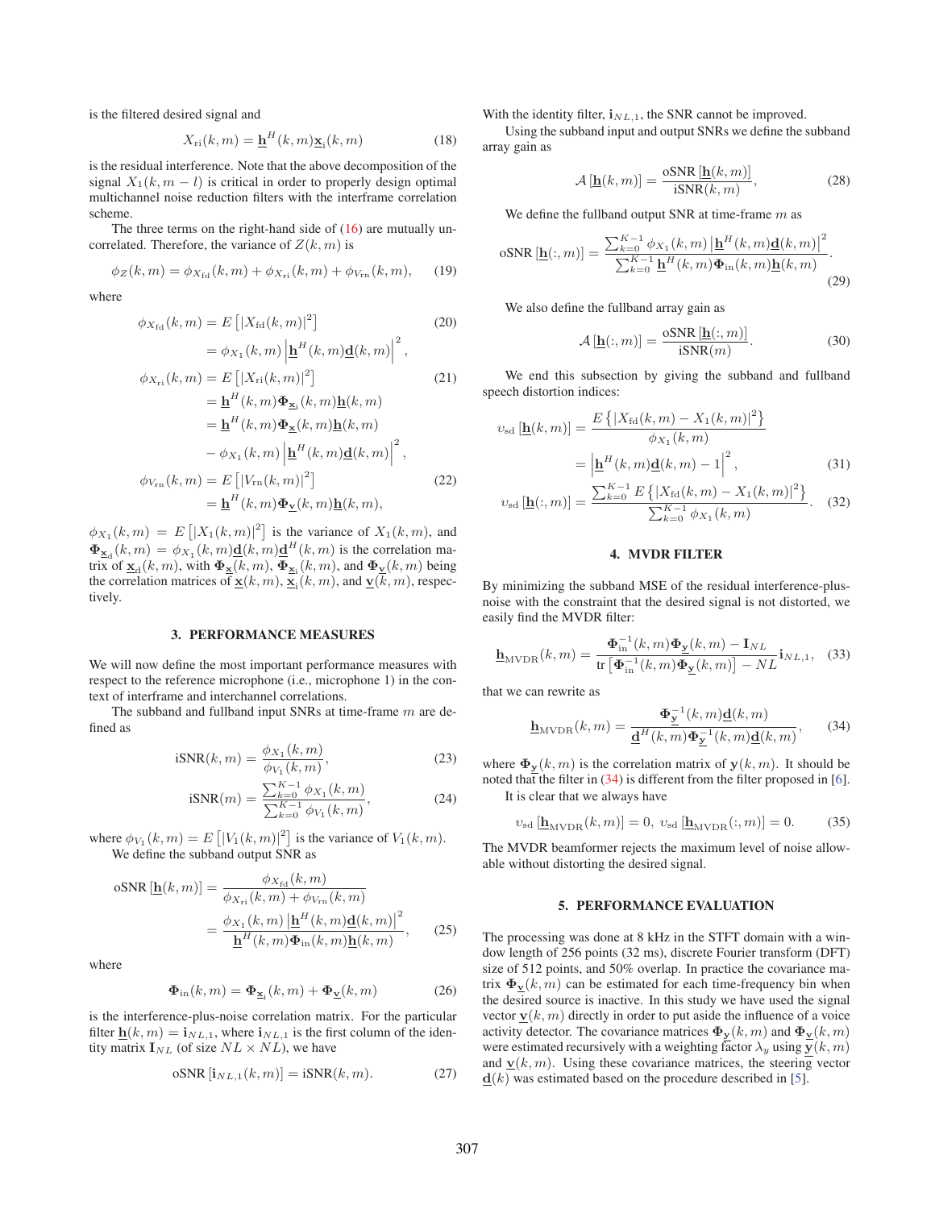is the filtered desired signal and

$$X_{\rm ri}(k,m) = \underline{\mathbf{h}}^H(k,m)\underline{\mathbf{x}}_{\rm i}(k,m) \tag{18}$$

is the residual interference. Note that the above decomposition of the signal $X_1(k, m - l)$ is critical in order to properly design optimal multichannel noise reduction filters with the interframe correlation scheme.

The three terms on the right-hand side of (16) are mutually uncorrelated. Therefore, the variance of $Z(k,m)$ is

$$\phi_Z(k,m) = \phi_{X_{\rm fd}}(k,m) + \phi_{X_{\rm ri}}(k,m) + \phi_{V_{\rm rn}}(k,m), \tag{19}$$

where

$$\begin{aligned}
\phi_{X_{\rm fd}}(k,m) &= E\left[|X_{\rm fd}(k,m)|^2\right] \qquad (20)\\
&= \phi_{X_1}(k,m)\left|\underline{\mathbf{h}}^H(k,m)\underline{\mathbf{d}}(k,m)\right|^2,\\
\phi_{X_{\rm ri}}(k,m) &= E\left[|X_{\rm ri}(k,m)|^2\right] \qquad (21)\\
&= \underline{\mathbf{h}}^H(k,m)\mathbf{\Phi}_{\underline{\mathbf{x}}_{\rm i}}(k,m)\underline{\mathbf{h}}(k,m)\\
&= \underline{\mathbf{h}}^H(k,m)\mathbf{\Phi}_{\underline{\mathbf{x}}}(k,m)\underline{\mathbf{h}}(k,m)\\
&\quad - \phi_{X_1}(k,m)\left|\underline{\mathbf{h}}^H(k,m)\underline{\mathbf{d}}(k,m)\right|^2,\\
\phi_{V_{\rm rn}}(k,m) &= E\left[|V_{\rm rn}(k,m)|^2\right] \qquad (22)\\
&= \underline{\mathbf{h}}^H(k,m)\mathbf{\Phi}_{\underline{\mathbf{v}}}(k,m)\underline{\mathbf{h}}(k,m),
\end{aligned}$$

$\phi_{X_1}(k,m) = E\left[|X_1(k,m)|^2\right]$ is the variance of $X_1(k,m)$, and $\mathbf{\Phi}_{\underline{\mathbf{x}}_{\rm d}}(k,m) = \phi_{X_1}(k,m)\underline{\mathbf{d}}(k,m)\underline{\mathbf{d}}^H(k,m)$ is the correlation matrix of $\underline{\mathbf{x}}_{\rm d}(k,m)$, with $\mathbf{\Phi}_{\underline{\mathbf{x}}}(k,m)$, $\mathbf{\Phi}_{\underline{\mathbf{x}}_{\rm i}}(k,m)$, and $\mathbf{\Phi}_{\underline{\mathbf{v}}}(k,m)$ being the correlation matrices of $\underline{\mathbf{x}}(k,m)$, $\underline{\mathbf{x}}_{\rm i}(k,m)$, and $\underline{\mathbf{v}}(k,m)$, respectively.

## 3. PERFORMANCE MEASURES

We will now define the most important performance measures with respect to the reference microphone (i.e., microphone 1) in the context of interframe and interchannel correlations.

The subband and fullband input SNRs at time-frame $m$ are defined as

$$\text{iSNR}(k,m) = \frac{\phi_{X_1}(k,m)}{\phi_{V_1}(k,m)}, \tag{23}$$

$$\text{iSNR}(m) = \frac{\sum_{k=0}^{K-1}\phi_{X_1}(k,m)}{\sum_{k=0}^{K-1}\phi_{V_1}(k,m)}, \tag{24}$$

where $\phi_{V_1}(k,m) = E\left[|V_1(k,m)|^2\right]$ is the variance of $V_1(k,m)$.

We define the subband output SNR as

$$\begin{aligned}
\text{oSNR}\left[\underline{\mathbf{h}}(k,m)\right] &= \frac{\phi_{X_{\rm fd}}(k,m)}{\phi_{X_{\rm ri}}(k,m) + \phi_{V_{\rm rn}}(k,m)}\\
&= \frac{\phi_{X_1}(k,m)\left|\underline{\mathbf{h}}^H(k,m)\underline{\mathbf{d}}(k,m)\right|^2}{\underline{\mathbf{h}}^H(k,m)\mathbf{\Phi}_{\rm in}(k,m)\underline{\mathbf{h}}(k,m)}, \qquad (25)
\end{aligned}$$

where

$$\mathbf{\Phi}_{\rm in}(k,m) = \mathbf{\Phi}_{\underline{\mathbf{x}}_{\rm i}}(k,m) + \mathbf{\Phi}_{\underline{\mathbf{v}}}(k,m) \tag{26}$$

is the interference-plus-noise correlation matrix. For the particular filter $\underline{\mathbf{h}}(k,m) = \mathbf{i}_{NL,1}$, where $\mathbf{i}_{NL,1}$ is the first column of the identity matrix $\mathbf{I}_{NL}$ (of size $NL \times NL$), we have

$$\text{oSNR}\left[\mathbf{i}_{NL,1}(k,m)\right] = \text{iSNR}(k,m). \tag{27}$$

With the identity filter, $\mathbf{i}_{NL,1}$, the SNR cannot be improved.

Using the subband input and output SNRs we define the subband array gain as

$$\mathcal{A}\left[\underline{\mathbf{h}}(k,m)\right] = \frac{\text{oSNR}\left[\underline{\mathbf{h}}(k,m)\right]}{\text{iSNR}(k,m)}, \tag{28}$$

We define the fullband output SNR at time-frame $m$ as

$$\text{oSNR}\left[\underline{\mathbf{h}}(:,m)\right] = \frac{\sum_{k=0}^{K-1}\phi_{X_1}(k,m)\left|\underline{\mathbf{h}}^H(k,m)\underline{\mathbf{d}}(k,m)\right|^2}{\sum_{k=0}^{K-1}\underline{\mathbf{h}}^H(k,m)\mathbf{\Phi}_{\rm in}(k,m)\underline{\mathbf{h}}(k,m)}. \tag{29}$$

We also define the fullband array gain as

$$\mathcal{A}\left[\underline{\mathbf{h}}(:,m)\right] = \frac{\text{oSNR}\left[\underline{\mathbf{h}}(:,m)\right]}{\text{iSNR}(m)}. \tag{30}$$

We end this subsection by giving the subband and fullband speech distortion indices:

$$\begin{aligned}
\upsilon_{\rm sd}\left[\underline{\mathbf{h}}(k,m)\right] &= \frac{E\left\{|X_{\rm fd}(k,m) - X_1(k,m)|^2\right\}}{\phi_{X_1}(k,m)}\\
&= \left|\underline{\mathbf{h}}^H(k,m)\underline{\mathbf{d}}(k,m) - 1\right|^2, \qquad (31)\\
\upsilon_{\rm sd}\left[\underline{\mathbf{h}}(:,m)\right] &= \frac{\sum_{k=0}^{K-1}E\left\{|X_{\rm fd}(k,m) - X_1(k,m)|^2\right\}}{\sum_{k=0}^{K-1}\phi_{X_1}(k,m)}. \qquad (32)
\end{aligned}$$

## 4. MVDR FILTER

By minimizing the subband MSE of the residual interference-plus-noise with the constraint that the desired signal is not distorted, we easily find the MVDR filter:

$$\underline{\mathbf{h}}_{\rm MVDR}(k,m) = \frac{\mathbf{\Phi}_{\rm in}^{-1}(k,m)\mathbf{\Phi}_{\underline{\mathbf{y}}}(k,m) - \mathbf{I}_{NL}}{\text{tr}\left[\mathbf{\Phi}_{\rm in}^{-1}(k,m)\mathbf{\Phi}_{\underline{\mathbf{y}}}(k,m)\right] - NL}\mathbf{i}_{NL,1}, \tag{33}$$

that we can rewrite as

$$\underline{\mathbf{h}}_{\rm MVDR}(k,m) = \frac{\mathbf{\Phi}_{\underline{\mathbf{y}}}^{-1}(k,m)\underline{\mathbf{d}}(k,m)}{\underline{\mathbf{d}}^H(k,m)\mathbf{\Phi}_{\underline{\mathbf{y}}}^{-1}(k,m)\underline{\mathbf{d}}(k,m)}, \tag{34}$$

where $\mathbf{\Phi}_{\underline{\mathbf{y}}}(k,m)$ is the correlation matrix of $\mathbf{y}(k,m)$. It should be noted that the filter in (34) is different from the filter proposed in [6].

It is clear that we always have

$$\upsilon_{\rm sd}\left[\underline{\mathbf{h}}_{\rm MVDR}(k,m)\right] = 0,\ \upsilon_{\rm sd}\left[\underline{\mathbf{h}}_{\rm MVDR}(:,m)\right] = 0. \tag{35}$$

The MVDR beamformer rejects the maximum level of noise allowable without distorting the desired signal.

## 5. PERFORMANCE EVALUATION

The processing was done at 8 kHz in the STFT domain with a window length of 256 points (32 ms), discrete Fourier transform (DFT) size of 512 points, and 50% overlap. In practice the covariance matrix $\mathbf{\Phi}_{\underline{\mathbf{v}}}(k,m)$ can be estimated for each time-frequency bin when the desired source is inactive. In this study we have used the signal vector $\underline{\mathbf{v}}(k,m)$ directly in order to put aside the influence of a voice activity detector. The covariance matrices $\mathbf{\Phi}_{\underline{\mathbf{y}}}(k,m)$ and $\mathbf{\Phi}_{\underline{\mathbf{v}}}(k,m)$ were estimated recursively with a weighting factor $\lambda_y$ using $\underline{\mathbf{y}}(k,m)$ and $\underline{\mathbf{v}}(k,m)$. Using these covariance matrices, the steering vector $\underline{\mathbf{d}}(k)$ was estimated based on the procedure described in [5].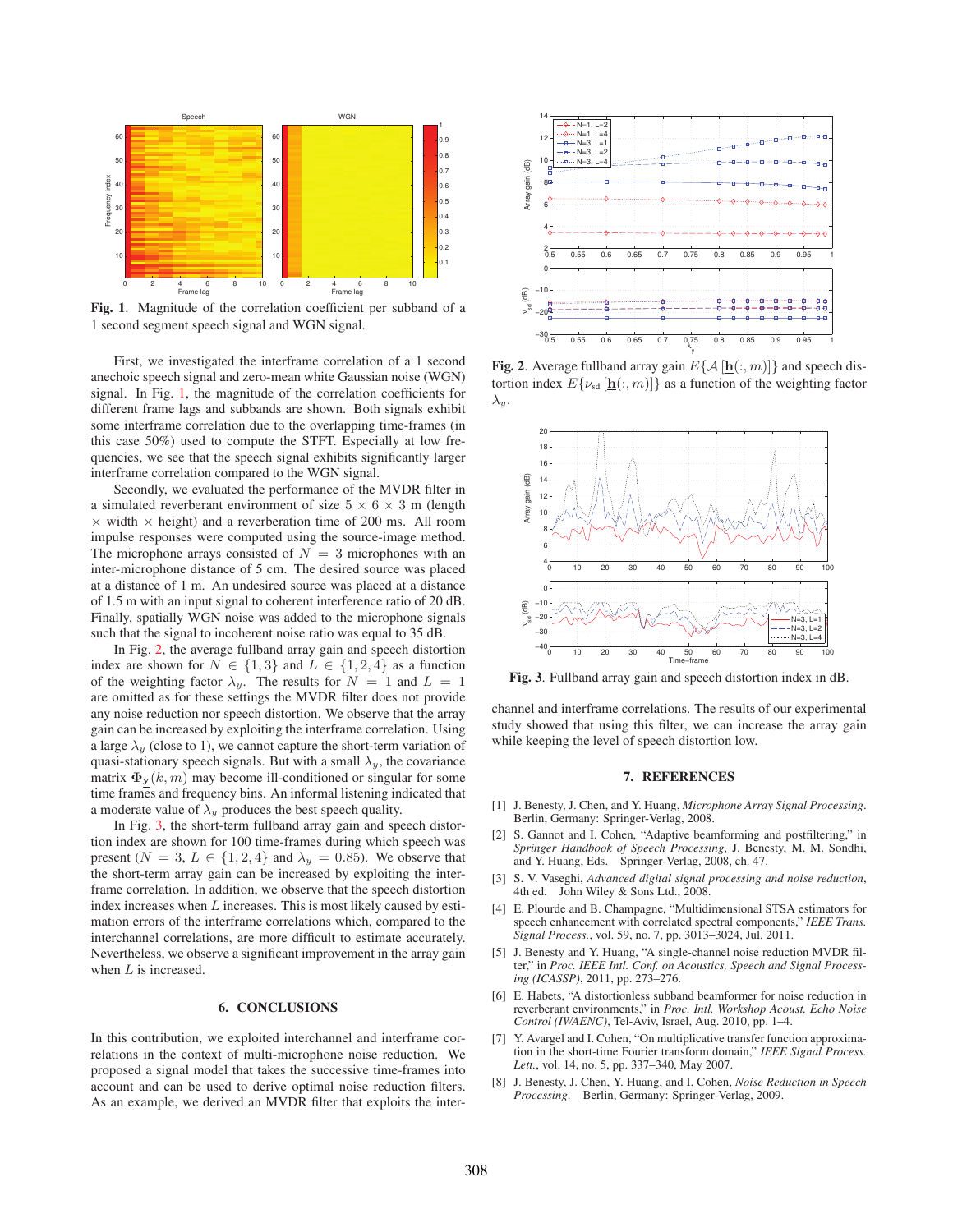Speech

WGN

Frequency index

Frame lag

Frame lag

**Fig. 1**. Magnitude of the correlation coefficient per subband of a 1 second segment speech signal and WGN signal.

First, we investigated the interframe correlation of a 1 second anechoic speech signal and zero-mean white Gaussian noise (WGN) signal. In Fig. 1, the magnitude of the correlation coefficients for different frame lags and subbands are shown. Both signals exhibit some interframe correlation due to the overlapping time-frames (in this case 50%) used to compute the STFT. Especially at low frequencies, we see that the speech signal exhibits significantly larger interframe correlation compared to the WGN signal.

Secondly, we evaluated the performance of the MVDR filter in a simulated reverberant environment of size $5 \times 6 \times 3$ m (length $\times$ width $\times$ height) and a reverberation time of 200 ms. All room impulse responses were computed using the source-image method. The microphone arrays consisted of $N = 3$ microphones with an inter-microphone distance of 5 cm. The desired source was placed at a distance of 1 m. An undesired source was placed at a distance of 1.5 m with an input signal to coherent interference ratio of 20 dB. Finally, spatially WGN noise was added to the microphone signals such that the signal to incoherent noise ratio was equal to 35 dB.

In Fig. 2, the average fullband array gain and speech distortion index are shown for $N \in \{1, 3\}$ and $L \in \{1, 2, 4\}$ as a function of the weighting factor $\lambda_y$. The results for $N = 1$ and $L = 1$ are omitted as for these settings the MVDR filter does not provide any noise reduction nor speech distortion. We observe that the array gain can be increased by exploiting the interframe correlation. Using a large $\lambda_y$ (close to 1), we cannot capture the short-term variation of quasi-stationary speech signals. But with a small $\lambda_y$, the covariance matrix $\mathbf{\Phi}_{\underline{\mathbf{y}}}(k, m)$ may become ill-conditioned or singular for some time frames and frequency bins. An informal listening indicated that a moderate value of $\lambda_y$ produces the best speech quality.

In Fig. 3, the short-term fullband array gain and speech distortion index are shown for 100 time-frames during which speech was present ($N = 3$, $L \in \{1, 2, 4\}$ and $\lambda_y = 0.85$). We observe that the short-term array gain can be increased by exploiting the interframe correlation. In addition, we observe that the speech distortion index increases when $L$ increases. This is most likely caused by estimation errors of the interframe correlations which, compared to the interchannel correlations, are more difficult to estimate accurately. Nevertheless, we observe a significant improvement in the array gain when $L$ is increased.

## 6. CONCLUSIONS

In this contribution, we exploited interchannel and interframe correlations in the context of multi-microphone noise reduction. We proposed a signal model that takes the successive time-frames into account and can be used to derive optimal noise reduction filters. As an example, we derived an MVDR filter that exploits the interchannel and interframe correlations. The results of our experimental study showed that using this filter, we can increase the array gain while keeping the level of speech distortion low.

N=1, L=2
N=1, L=4
N=3, L=1
N=3, L=2
N=3, L=4

Array gain (dB)

$\nu_{sd}$ (dB)

$\lambda_y$

**Fig. 2**. Average fullband array gain $E\{\mathcal{A}[\underline{\mathbf{h}}(:, m)]\}$ and speech distortion index $E\{\nu_{sd}[\underline{\mathbf{h}}(:, m)]\}$ as a function of the weighting factor $\lambda_y$.

Array gain (dB)

$\nu_{sd}$ (dB)

Time–frame

N=3, L=1
N=3, L=2
N=3, L=4

**Fig. 3**. Fullband array gain and speech distortion index in dB.

## 7. REFERENCES

[1] J. Benesty, J. Chen, and Y. Huang, *Microphone Array Signal Processing*. Berlin, Germany: Springer-Verlag, 2008.

[2] S. Gannot and I. Cohen, "Adaptive beamforming and postfiltering," in *Springer Handbook of Speech Processing*, J. Benesty, M. M. Sondhi, and Y. Huang, Eds. Springer-Verlag, 2008, ch. 47.

[3] S. V. Vaseghi, *Advanced digital signal processing and noise reduction*, 4th ed. John Wiley & Sons Ltd., 2008.

[4] E. Plourde and B. Champagne, "Multidimensional STSA estimators for speech enhancement with correlated spectral components," *IEEE Trans. Signal Process.*, vol. 59, no. 7, pp. 3013–3024, Jul. 2011.

[5] J. Benesty and Y. Huang, "A single-channel noise reduction MVDR filter," in *Proc. IEEE Intl. Conf. on Acoustics, Speech and Signal Processing (ICASSP)*, 2011, pp. 273–276.

[6] E. Habets, "A distortionless subband beamformer for noise reduction in reverberant environments," in *Proc. Intl. Workshop Acoust. Echo Noise Control (IWAENC)*, Tel-Aviv, Israel, Aug. 2010, pp. 1–4.

[7] Y. Avargel and I. Cohen, "On multiplicative transfer function approximation in the short-time Fourier transform domain," *IEEE Signal Process. Lett.*, vol. 14, no. 5, pp. 337–340, May 2007.

[8] J. Benesty, J. Chen, Y. Huang, and I. Cohen, *Noise Reduction in Speech Processing*. Berlin, Germany: Springer-Verlag, 2009.